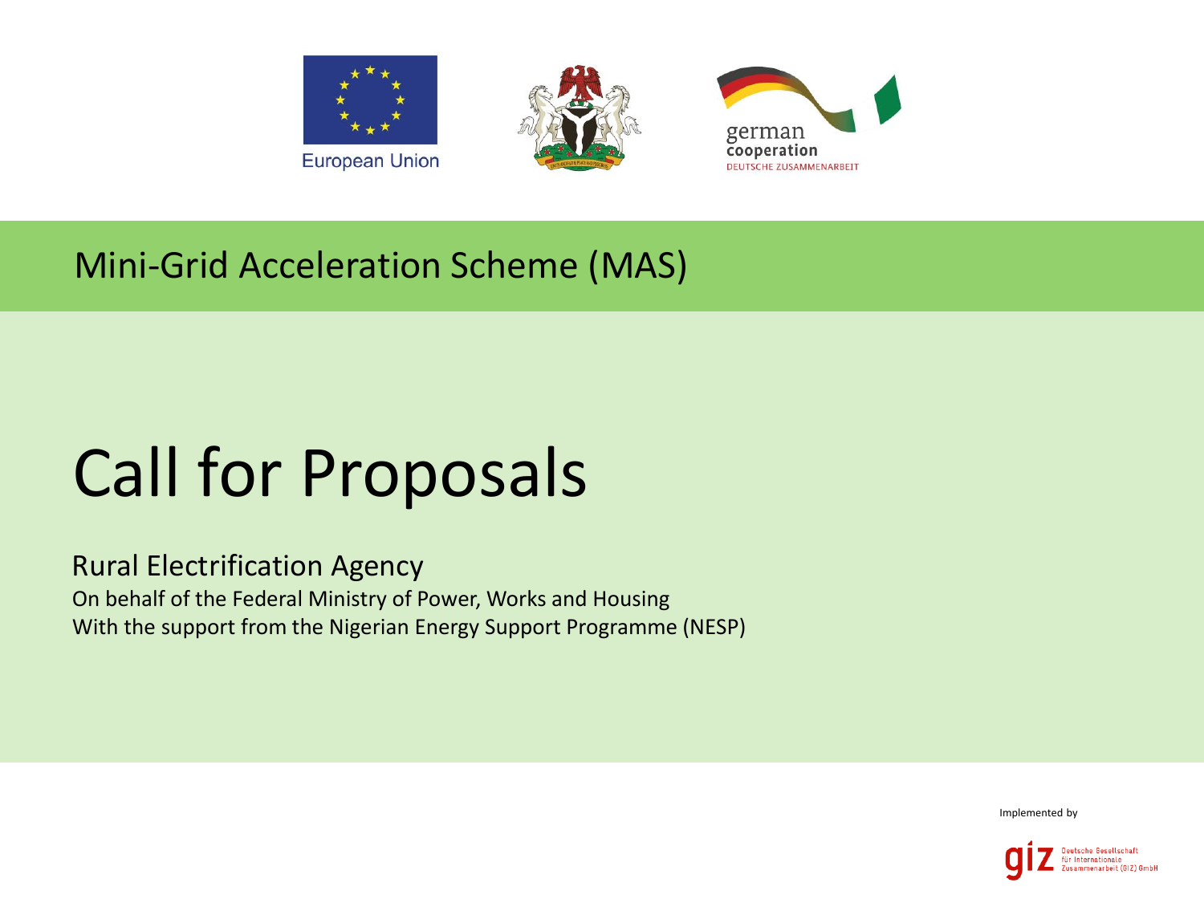European Union

german cooperation
DEUTSCHE ZUSAMMENARBEIT

## Mini-Grid Acceleration Scheme (MAS)

# Call for Proposals

### Rural Electrification Agency

On behalf of the Federal Ministry of Power, Works and Housing
With the support from the Nigerian Energy Support Programme (NESP)

Implemented by

giz Deutsche Gesellschaft für Internationale Zusammenarbeit (GIZ) GmbH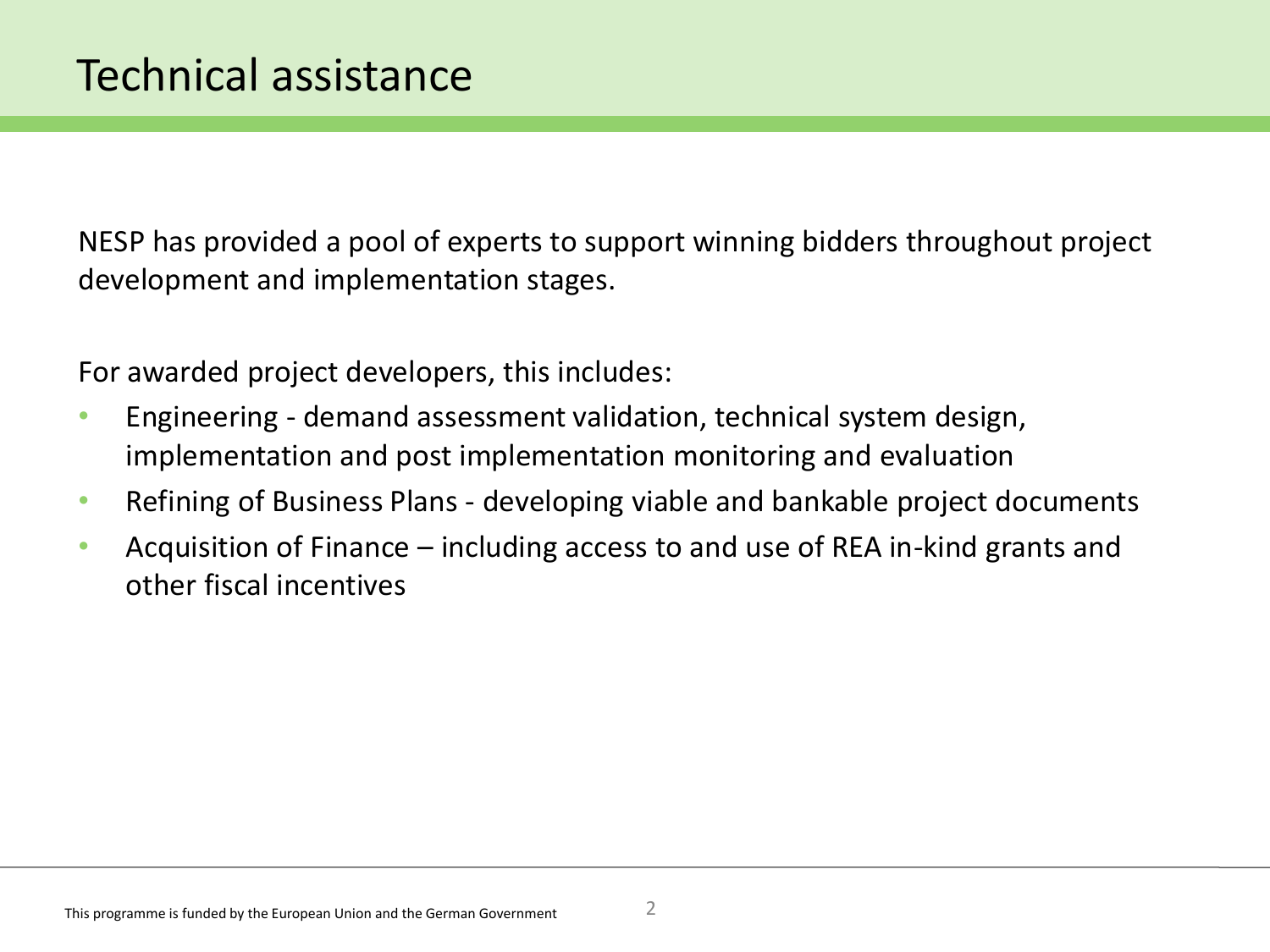# Technical assistance

NESP has provided a pool of experts to support winning bidders throughout project development and implementation stages.

For awarded project developers, this includes:

- Engineering - demand assessment validation, technical system design, implementation and post implementation monitoring and evaluation
- Refining of Business Plans - developing viable and bankable project documents
- Acquisition of Finance – including access to and use of REA in-kind grants and other fiscal incentives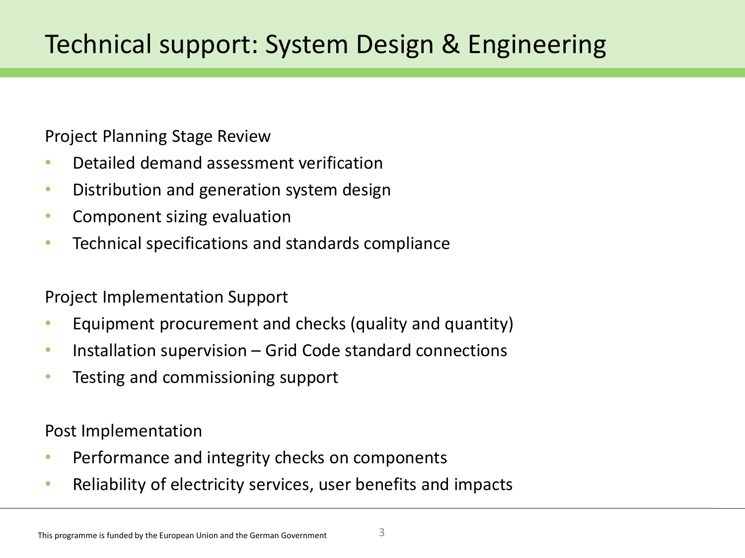# Technical support: System Design & Engineering

Project Planning Stage Review

- Detailed demand assessment verification
- Distribution and generation system design
- Component sizing evaluation
- Technical specifications and standards compliance

Project Implementation Support

- Equipment procurement and checks (quality and quantity)
- Installation supervision – Grid Code standard connections
- Testing and commissioning support

Post Implementation

- Performance and integrity checks on components
- Reliability of electricity services, user benefits and impacts

This programme is funded by the European Union and the German Government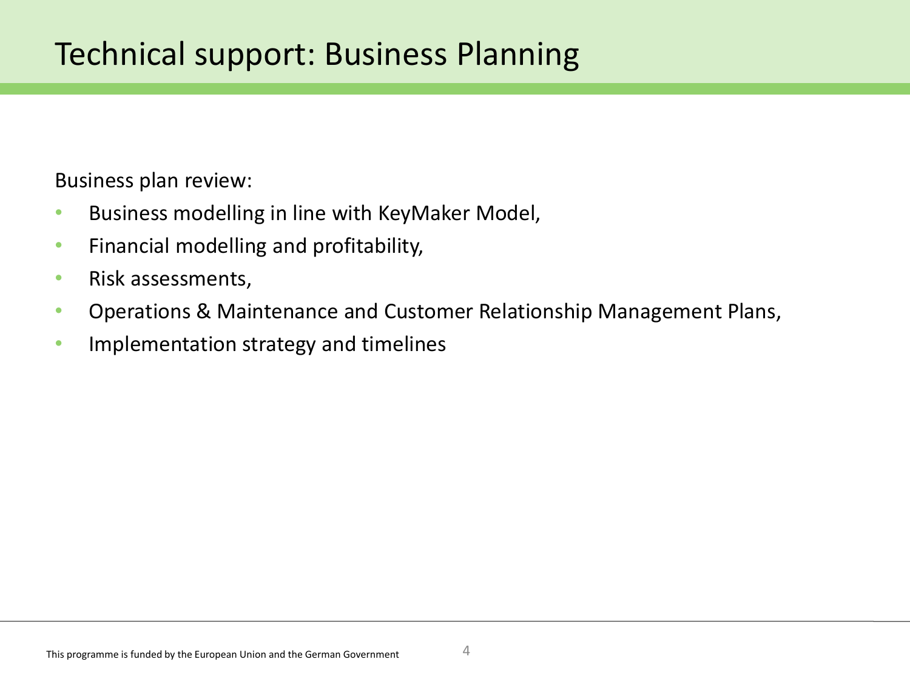# Technical support: Business Planning

Business plan review:

- Business modelling in line with KeyMaker Model,
- Financial modelling and profitability,
- Risk assessments,
- Operations & Maintenance and Customer Relationship Management Plans,
- Implementation strategy and timelines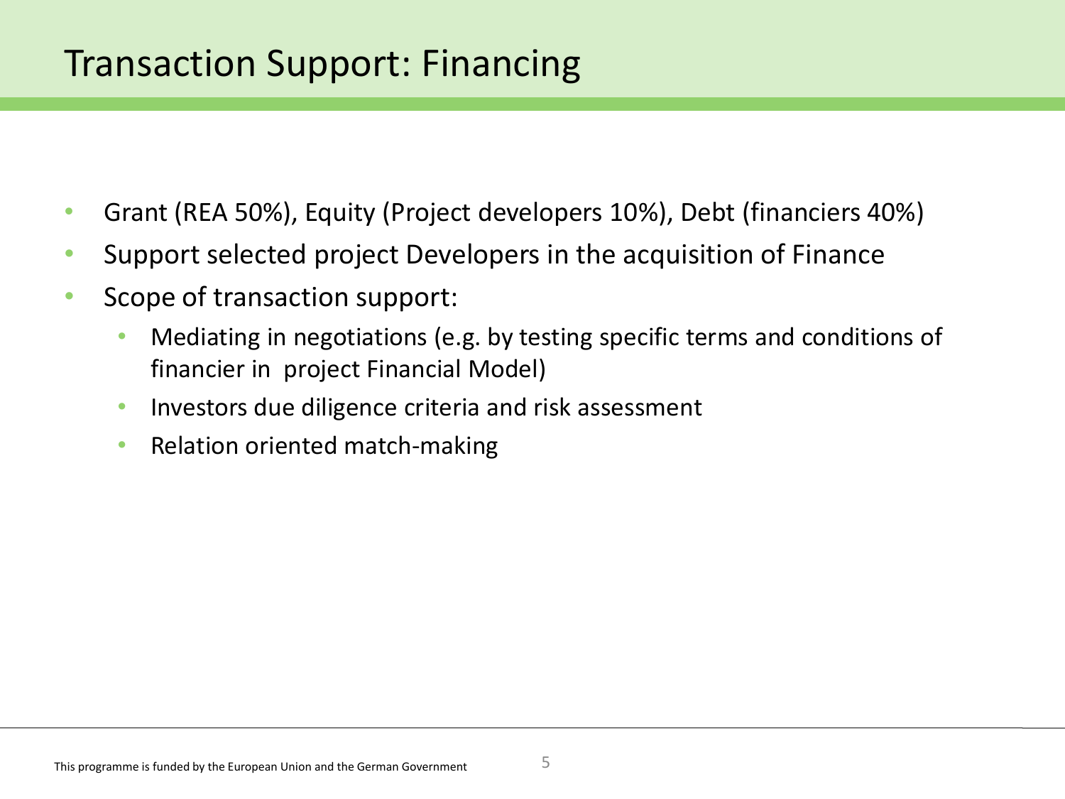# Transaction Support: Financing

- Grant (REA 50%), Equity (Project developers 10%), Debt (financiers 40%)
- Support selected project Developers in the acquisition of Finance
- Scope of transaction support:
  - Mediating in negotiations (e.g. by testing specific terms and conditions of financier in project Financial Model)
  - Investors due diligence criteria and risk assessment
  - Relation oriented match-making

This programme is funded by the European Union and the German Government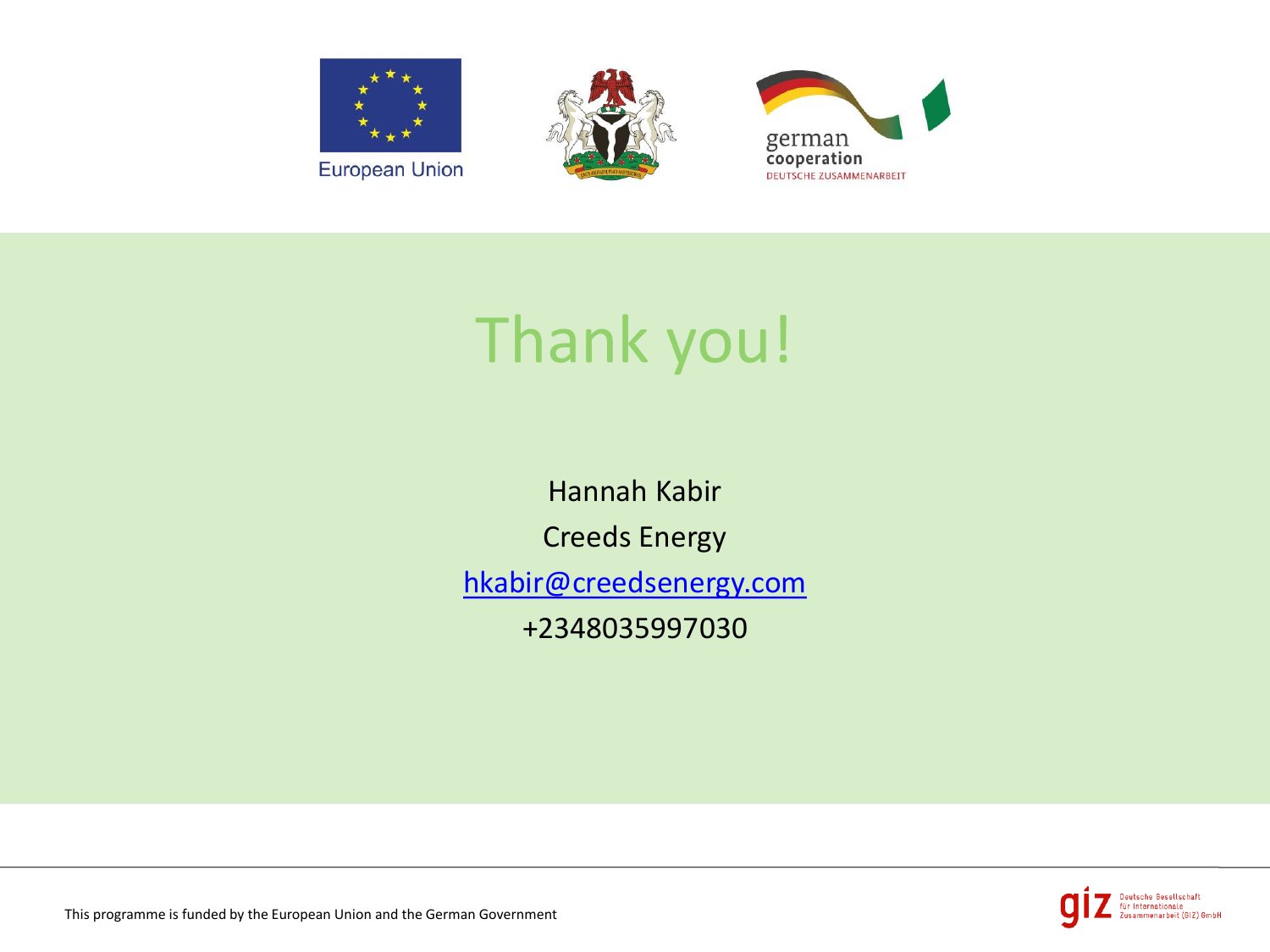European Union

german cooperation
DEUTSCHE ZUSAMMENARBEIT

# Thank you!

Hannah Kabir

Creeds Energy

hkabir@creedsenergy.com

+2348035997030

This programme is funded by the European Union and the German Government

giz Deutsche Gesellschaft für Internationale Zusammenarbeit (GIZ) GmbH